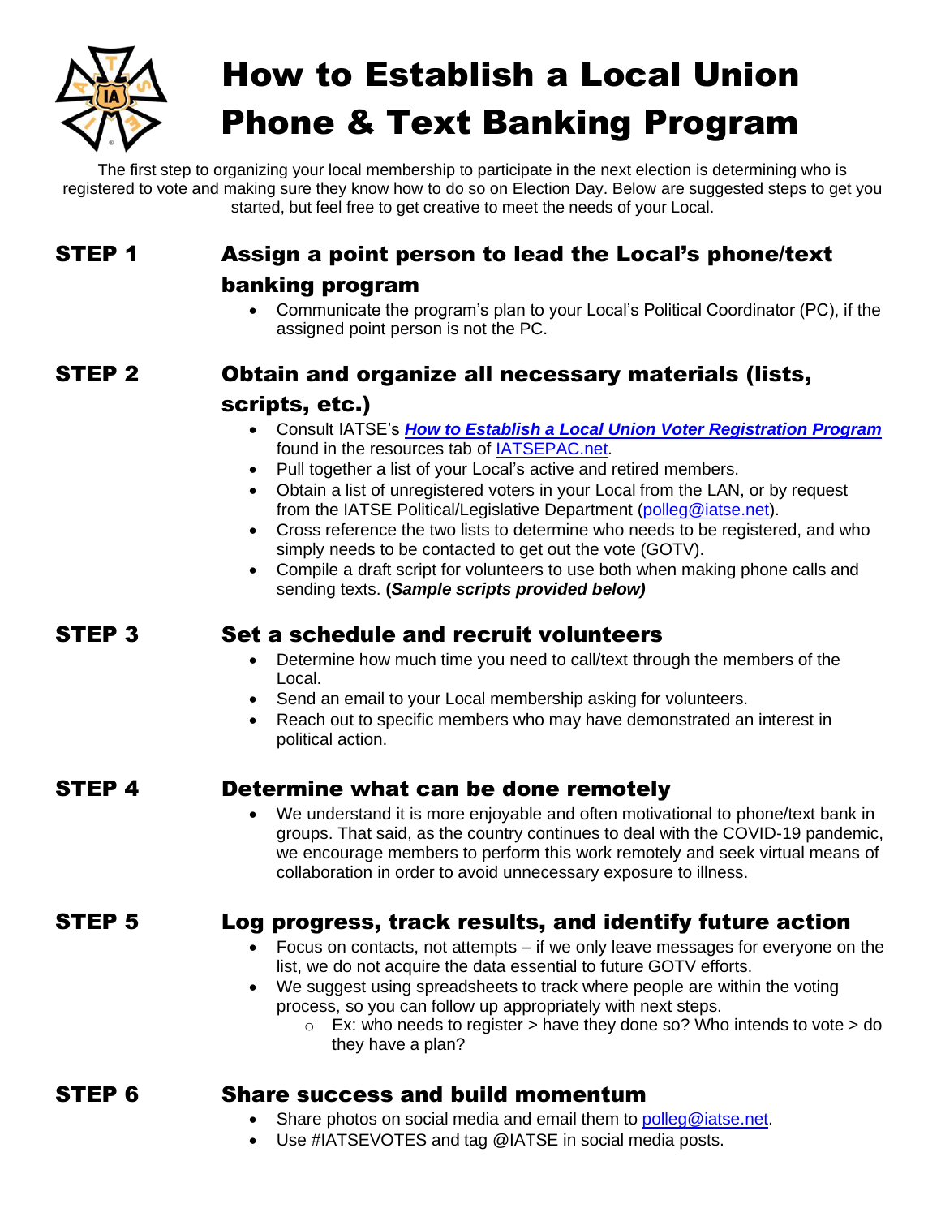# How to Establish a Local Union Phone & Text Banking Program

The first step to organizing your local membership to participate in the next election is determining who is registered to vote and making sure they know how to do so on Election Day. Below are suggested steps to get you started, but feel free to get creative to meet the needs of your Local.

## STEP 1 — Assign a point person to lead the Local's phone/text banking program

- Communicate the program's plan to your Local's Political Coordinator (PC), if the assigned point person is not the PC.

## STEP 2 — Obtain and organize all necessary materials (lists, scripts, etc.)

- Consult IATSE's ***How to Establish a Local Union Voter Registration Program*** found in the resources tab of IATSEPAC.net.
- Pull together a list of your Local's active and retired members.
- Obtain a list of unregistered voters in your Local from the LAN, or by request from the IATSE Political/Legislative Department (polleg@iatse.net).
- Cross reference the two lists to determine who needs to be registered, and who simply needs to be contacted to get out the vote (GOTV).
- Compile a draft script for volunteers to use both when making phone calls and sending texts. **(*Sample scripts provided below*)**

## STEP 3 — Set a schedule and recruit volunteers

- Determine how much time you need to call/text through the members of the Local.
- Send an email to your Local membership asking for volunteers.
- Reach out to specific members who may have demonstrated an interest in political action.

## STEP 4 — Determine what can be done remotely

- We understand it is more enjoyable and often motivational to phone/text bank in groups. That said, as the country continues to deal with the COVID-19 pandemic, we encourage members to perform this work remotely and seek virtual means of collaboration in order to avoid unnecessary exposure to illness.

## STEP 5 — Log progress, track results, and identify future action

- Focus on contacts, not attempts – if we only leave messages for everyone on the list, we do not acquire the data essential to future GOTV efforts.
- We suggest using spreadsheets to track where people are within the voting process, so you can follow up appropriately with next steps.
  - Ex: who needs to register > have they done so? Who intends to vote > do they have a plan?

## STEP 6 — Share success and build momentum

- Share photos on social media and email them to polleg@iatse.net.
- Use #IATSEVOTES and tag @IATSE in social media posts.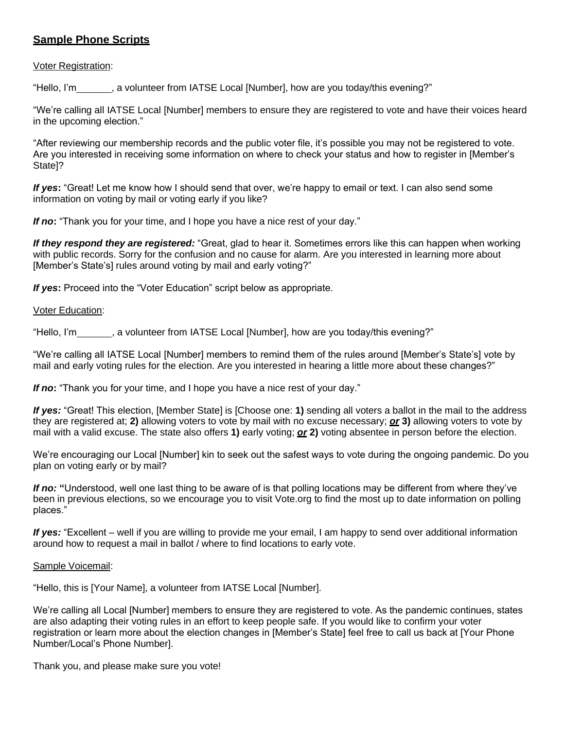## **Sample Phone Scripts**

Voter Registration:

"Hello, I'm_______, a volunteer from IATSE Local [Number], how are you today/this evening?"

"We're calling all IATSE Local [Number] members to ensure they are registered to vote and have their voices heard in the upcoming election."

"After reviewing our membership records and the public voter file, it's possible you may not be registered to vote. Are you interested in receiving some information on where to check your status and how to register in [Member's State]?

***If yes*:** "Great! Let me know how I should send that over, we're happy to email or text. I can also send some information on voting by mail or voting early if you like?

***If no*:** "Thank you for your time, and I hope you have a nice rest of your day."

***If they respond they are registered:*** "Great, glad to hear it. Sometimes errors like this can happen when working with public records. Sorry for the confusion and no cause for alarm. Are you interested in learning more about [Member's State's] rules around voting by mail and early voting?"

***If yes*:** Proceed into the "Voter Education" script below as appropriate.

Voter Education:

"Hello, I'm_______, a volunteer from IATSE Local [Number], how are you today/this evening?"

"We're calling all IATSE Local [Number] members to remind them of the rules around [Member's State's] vote by mail and early voting rules for the election. Are you interested in hearing a little more about these changes?"

***If no*:** "Thank you for your time, and I hope you have a nice rest of your day."

***If yes:*** "Great! This election, [Member State] is [Choose one: **1)** sending all voters a ballot in the mail to the address they are registered at; **2)** allowing voters to vote by mail with no excuse necessary; ***or*** **3)** allowing voters to vote by mail with a valid excuse. The state also offers **1)** early voting; ***or*** **2)** voting absentee in person before the election.

We're encouraging our Local [Number] kin to seek out the safest ways to vote during the ongoing pandemic. Do you plan on voting early or by mail?

***If no:*** **"**Understood, well one last thing to be aware of is that polling locations may be different from where they've been in previous elections, so we encourage you to visit Vote.org to find the most up to date information on polling places."

***If yes:*** "Excellent – well if you are willing to provide me your email, I am happy to send over additional information around how to request a mail in ballot / where to find locations to early vote.

Sample Voicemail:

"Hello, this is [Your Name], a volunteer from IATSE Local [Number].

We're calling all Local [Number] members to ensure they are registered to vote. As the pandemic continues, states are also adapting their voting rules in an effort to keep people safe. If you would like to confirm your voter registration or learn more about the election changes in [Member's State] feel free to call us back at [Your Phone Number/Local's Phone Number].

Thank you, and please make sure you vote!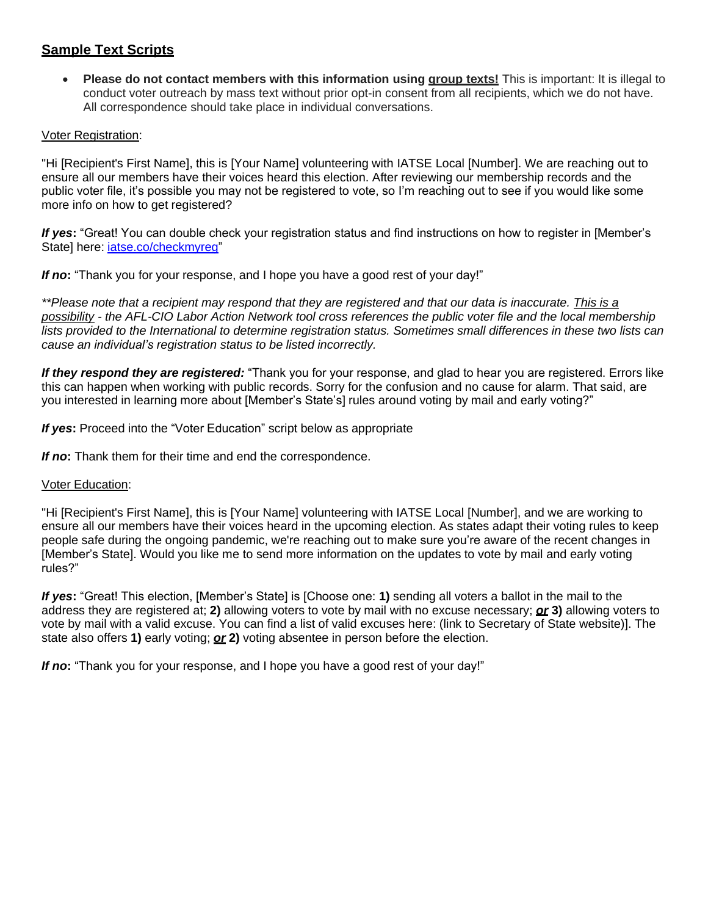## Sample Text Scripts

- **Please do not contact members with this information using group texts!** This is important: It is illegal to conduct voter outreach by mass text without prior opt-in consent from all recipients, which we do not have. All correspondence should take place in individual conversations.

Voter Registration:

"Hi [Recipient's First Name], this is [Your Name] volunteering with IATSE Local [Number]. We are reaching out to ensure all our members have their voices heard this election. After reviewing our membership records and the public voter file, it's possible you may not be registered to vote, so I'm reaching out to see if you would like some more info on how to get registered?

***If yes*:** "Great! You can double check your registration status and find instructions on how to register in [Member's State] here: [iatse.co/checkmyreg](iatse.co/checkmyreg)"

***If no*:** "Thank you for your response, and I hope you have a good rest of your day!"

*\*\*Please note that a recipient may respond that they are registered and that our data is inaccurate. This is a possibility - the AFL-CIO Labor Action Network tool cross references the public voter file and the local membership lists provided to the International to determine registration status. Sometimes small differences in these two lists can cause an individual's registration status to be listed incorrectly.*

***If they respond they are registered:*** "Thank you for your response, and glad to hear you are registered. Errors like this can happen when working with public records. Sorry for the confusion and no cause for alarm. That said, are you interested in learning more about [Member's State's] rules around voting by mail and early voting?"

***If yes*:** Proceed into the "Voter Education" script below as appropriate

***If no*:** Thank them for their time and end the correspondence.

Voter Education:

"Hi [Recipient's First Name], this is [Your Name] volunteering with IATSE Local [Number], and we are working to ensure all our members have their voices heard in the upcoming election. As states adapt their voting rules to keep people safe during the ongoing pandemic, we're reaching out to make sure you're aware of the recent changes in [Member's State]. Would you like me to send more information on the updates to vote by mail and early voting rules?"

***If yes*:** "Great! This election, [Member's State] is [Choose one: **1)** sending all voters a ballot in the mail to the address they are registered at; **2)** allowing voters to vote by mail with no excuse necessary; ***or*** **3)** allowing voters to vote by mail with a valid excuse. You can find a list of valid excuses here: (link to Secretary of State website)]. The state also offers **1)** early voting; ***or*** **2)** voting absentee in person before the election.

***If no*:** "Thank you for your response, and I hope you have a good rest of your day!"